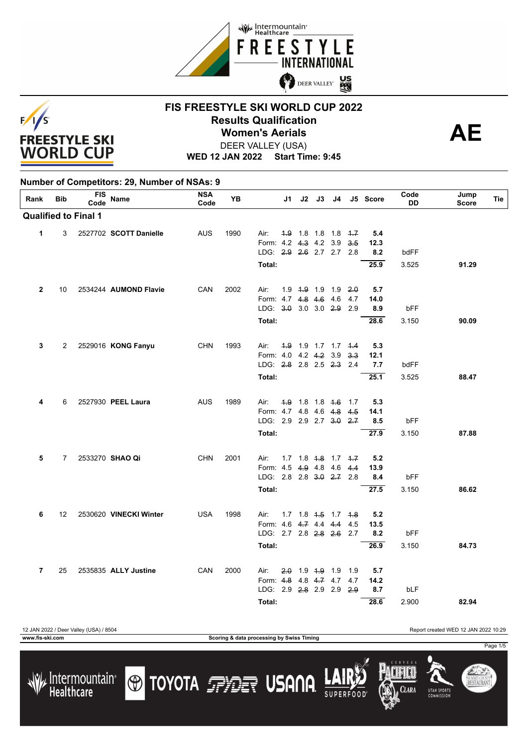# FIS FREESTYLE SKI WORLD CUP 2022

## Results Qualification

## Women's Aerials

DEER VALLEY (USA)

**WED 12 JAN 2022 Start Time: 9:45**

**AE**

### Number of Competitors: 29, Number of NSAs: 9

| Rank | Bib | FIS Code | Name | NSA Code | YB | | J1 | J2 | J3 | J4 | J5 | Score | Code DD | Jump Score | Tie |
|---|---|---|---|---|---|---|---|---|---|---|---|---|---|---|---|
| **Qualified to Final 1** | | | | | | | | | | | | | | | |
| **1** | 3 | 2527702 | **SCOTT Danielle** | AUS | 1990 | Air: | ~~1.9~~ | 1.8 | 1.8 | 1.8 | ~~1.7~~ | **5.4** | | | |
| | | | | | | Form: | 4.2 | ~~4.3~~ | 4.2 | 3.9 | ~~3.5~~ | **12.3** | | | |
| | | | | | | LDG: | ~~2.9~~ | ~~2.6~~ | 2.7 | 2.7 | 2.8 | **8.2** | bdFF | | |
| | | | | | | **Total:** | | | | | | **25.9** | 3.525 | **91.29** | |
| **2** | 10 | 2534244 | **AUMOND Flavie** | CAN | 2002 | Air: | 1.9 | ~~1.9~~ | 1.9 | 1.9 | ~~2.0~~ | **5.7** | | | |
| | | | | | | Form: | 4.7 | ~~4.8~~ | ~~4.6~~ | 4.6 | 4.7 | **14.0** | | | |
| | | | | | | LDG: | ~~3.0~~ | 3.0 | 3.0 | ~~2.9~~ | 2.9 | **8.9** | bFF | | |
| | | | | | | **Total:** | | | | | | **28.6** | 3.150 | **90.09** | |
| **3** | 2 | 2529016 | **KONG Fanyu** | CHN | 1993 | Air: | ~~1.9~~ | 1.9 | 1.7 | 1.7 | ~~1.4~~ | **5.3** | | | |
| | | | | | | Form: | 4.0 | 4.2 | ~~4.2~~ | 3.9 | ~~3.3~~ | **12.1** | | | |
| | | | | | | LDG: | ~~2.8~~ | 2.8 | 2.5 | ~~2.3~~ | 2.4 | **7.7** | bdFF | | |
| | | | | | | **Total:** | | | | | | **25.1** | 3.525 | **88.47** | |
| **4** | 6 | 2527930 | **PEEL Laura** | AUS | 1989 | Air: | ~~1.9~~ | 1.8 | 1.8 | ~~1.6~~ | 1.7 | **5.3** | | | |
| | | | | | | Form: | 4.7 | 4.8 | 4.6 | ~~4.8~~ | ~~4.5~~ | **14.1** | | | |
| | | | | | | LDG: | 2.9 | 2.9 | 2.7 | ~~3.0~~ | ~~2.7~~ | **8.5** | bFF | | |
| | | | | | | **Total:** | | | | | | **27.9** | 3.150 | **87.88** | |
| **5** | 7 | 2533270 | **SHAO Qi** | CHN | 2001 | Air: | 1.7 | 1.8 | ~~1.8~~ | 1.7 | ~~1.7~~ | **5.2** | | | |
| | | | | | | Form: | 4.5 | ~~4.9~~ | 4.8 | 4.6 | ~~4.4~~ | **13.9** | | | |
| | | | | | | LDG: | 2.8 | 2.8 | ~~3.0~~ | ~~2.7~~ | 2.8 | **8.4** | bFF | | |
| | | | | | | **Total:** | | | | | | **27.5** | 3.150 | **86.62** | |
| **6** | 12 | 2530620 | **VINECKI Winter** | USA | 1998 | Air: | 1.7 | 1.8 | ~~1.5~~ | 1.7 | ~~1.8~~ | **5.2** | | | |
| | | | | | | Form: | 4.6 | ~~4.7~~ | 4.4 | ~~4.4~~ | 4.5 | **13.5** | | | |
| | | | | | | LDG: | 2.7 | 2.8 | ~~2.8~~ | ~~2.6~~ | 2.7 | **8.2** | bFF | | |
| | | | | | | **Total:** | | | | | | **26.9** | 3.150 | **84.73** | |
| **7** | 25 | 2535835 | **ALLY Justine** | CAN | 2000 | Air: | ~~2.0~~ | 1.9 | ~~1.9~~ | 1.9 | 1.9 | **5.7** | | | |
| | | | | | | Form: | ~~4.8~~ | 4.8 | ~~4.7~~ | 4.7 | 4.7 | **14.2** | | | |
| | | | | | | LDG: | 2.9 | ~~2.8~~ | 2.9 | 2.9 | ~~2.9~~ | **8.7** | bLF | | |
| | | | | | | **Total:** | | | | | | **28.6** | 2.900 | **82.94** | |

12 JAN 2022 / Deer Valley (USA) / 8504

Report created WED 12 JAN 2022 10:29

www.fis-ski.com

Scoring & data processing by Swiss Timing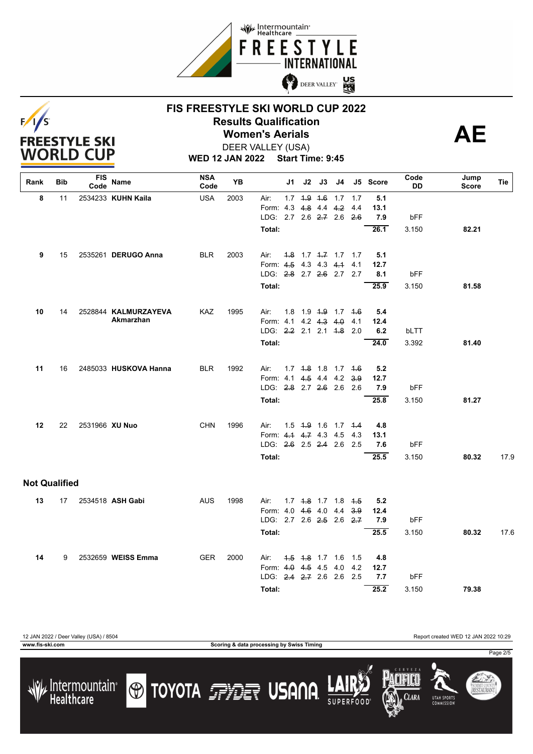# FIS FREESTYLE SKI WORLD CUP 2022

## Results Qualification

## Women's Aerials

DEER VALLEY (USA)

**WED 12 JAN 2022 Start Time: 9:45**

**AE**

| Rank | Bib | FIS Code | Name | NSA Code | YB | | J1 | J2 | J3 | J4 | J5 | Score | Code DD | Jump Score | Tie |
|---|---|---|---|---|---|---|---|---|---|---|---|---|---|---|---|
| 8 | 11 | 2534233 | **KUHN Kaila** | USA | 2003 | Air: | 1.7 | ~~1.9~~ | ~~1.6~~ | 1.7 | 1.7 | 5.1 | | | |
| | | | | | | Form: | 4.3 | ~~4.8~~ | 4.4 | ~~4.2~~ | 4.4 | 13.1 | | | |
| | | | | | | LDG: | 2.7 | 2.6 | ~~2.7~~ | 2.6 | ~~2.6~~ | 7.9 | bFF | | |
| | | | | | | Total: | | | | | | 26.1 | 3.150 | 82.21 | |
| 9 | 15 | 2535261 | **DERUGO Anna** | BLR | 2003 | Air: | ~~1.8~~ | 1.7 | ~~1.7~~ | 1.7 | 1.7 | 5.1 | | | |
| | | | | | | Form: | ~~4.5~~ | 4.3 | 4.3 | ~~4.1~~ | 4.1 | 12.7 | | | |
| | | | | | | LDG: | ~~2.8~~ | 2.7 | ~~2.6~~ | 2.7 | 2.7 | 8.1 | bFF | | |
| | | | | | | Total: | | | | | | 25.9 | 3.150 | 81.58 | |
| 10 | 14 | 2528844 | **KALMURZAYEVA Akmarzhan** | KAZ | 1995 | Air: | 1.8 | 1.9 | ~~1.9~~ | 1.7 | ~~1.6~~ | 5.4 | | | |
| | | | | | | Form: | 4.1 | 4.2 | ~~4.3~~ | ~~4.0~~ | 4.1 | 12.4 | | | |
| | | | | | | LDG: | ~~2.2~~ | 2.1 | 2.1 | ~~1.8~~ | 2.0 | 6.2 | bLTT | | |
| | | | | | | Total: | | | | | | 24.0 | 3.392 | 81.40 | |
| 11 | 16 | 2485033 | **HUSKOVA Hanna** | BLR | 1992 | Air: | 1.7 | ~~1.8~~ | 1.8 | 1.7 | ~~1.6~~ | 5.2 | | | |
| | | | | | | Form: | 4.1 | ~~4.5~~ | 4.4 | 4.2 | ~~3.9~~ | 12.7 | | | |
| | | | | | | LDG: | ~~2.8~~ | 2.7 | ~~2.6~~ | 2.6 | 2.6 | 7.9 | bFF | | |
| | | | | | | Total: | | | | | | 25.8 | 3.150 | 81.27 | |
| 12 | 22 | 2531966 | **XU Nuo** | CHN | 1996 | Air: | 1.5 | ~~1.9~~ | 1.6 | 1.7 | ~~1.4~~ | 4.8 | | | |
| | | | | | | Form: | ~~4.1~~ | ~~4.7~~ | 4.3 | 4.5 | 4.3 | 13.1 | | | |
| | | | | | | LDG: | ~~2.6~~ | 2.5 | ~~2.4~~ | 2.6 | 2.5 | 7.6 | bFF | | |
| | | | | | | Total: | | | | | | 25.5 | 3.150 | 80.32 | 17.9 |

### Not Qualified

| Rank | Bib | FIS Code | Name | NSA Code | YB | | J1 | J2 | J3 | J4 | J5 | Score | Code DD | Jump Score | Tie |
|---|---|---|---|---|---|---|---|---|---|---|---|---|---|---|---|
| 13 | 17 | 2534518 | **ASH Gabi** | AUS | 1998 | Air: | 1.7 | ~~1.8~~ | 1.7 | 1.8 | ~~1.5~~ | 5.2 | | | |
| | | | | | | Form: | 4.0 | ~~4.6~~ | 4.0 | 4.4 | ~~3.9~~ | 12.4 | | | |
| | | | | | | LDG: | 2.7 | 2.6 | ~~2.5~~ | 2.6 | ~~2.7~~ | 7.9 | bFF | | |
| | | | | | | Total: | | | | | | 25.5 | 3.150 | 80.32 | 17.6 |
| 14 | 9 | 2532659 | **WEISS Emma** | GER | 2000 | Air: | ~~1.5~~ | ~~1.8~~ | 1.7 | 1.6 | 1.5 | 4.8 | | | |
| | | | | | | Form: | ~~4.0~~ | ~~4.5~~ | 4.5 | 4.0 | 4.2 | 12.7 | | | |
| | | | | | | LDG: | ~~2.4~~ | ~~2.7~~ | 2.6 | 2.6 | 2.5 | 7.7 | bFF | | |
| | | | | | | Total: | | | | | | 25.2 | 3.150 | 79.38 | |

12 JAN 2022 / Deer Valley (USA) / 8504 — Report created WED 12 JAN 2022 10:29

www.fis-ski.com — Scoring & data processing by Swiss Timing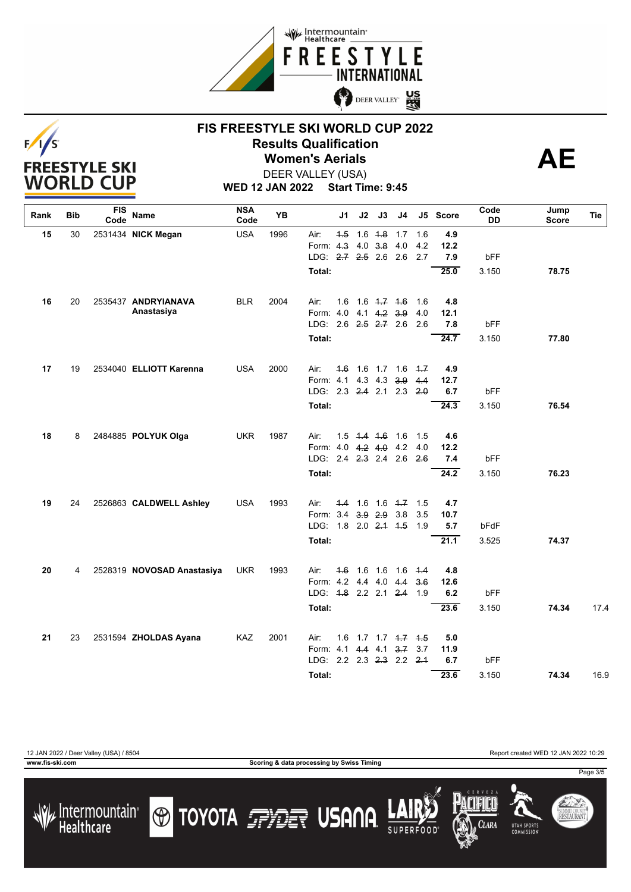# FIS FREESTYLE SKI WORLD CUP 2022

## Results Qualification

## Women's Aerials

DEER VALLEY (USA)

**WED 12 JAN 2022 Start Time: 9:45**

**AE**

| Rank | Bib | FIS Code | Name | NSA Code | YB | | J1 | J2 | J3 | J4 | J5 | Score | Code DD | Jump Score | Tie |
|---|---|---|---|---|---|---|---|---|---|---|---|---|---|---|---|
| 15 | 30 | 2531434 | **NICK Megan** | USA | 1996 | Air: | ~~1.5~~ | 1.6 | ~~1.8~~ | 1.7 | 1.6 | 4.9 | | | |
| | | | | | | Form: | ~~4.3~~ | 4.0 | ~~3.8~~ | 4.0 | 4.2 | 12.2 | | | |
| | | | | | | LDG: | ~~2.7~~ | ~~2.5~~ | 2.6 | 2.6 | 2.7 | 7.9 | bFF | | |
| | | | | | | Total: | | | | | | 25.0 | 3.150 | 78.75 | |
| 16 | 20 | 2535437 | **ANDRYIANAVA Anastasiya** | BLR | 2004 | Air: | 1.6 | 1.6 | ~~1.7~~ | ~~1.6~~ | 1.6 | 4.8 | | | |
| | | | | | | Form: | 4.0 | 4.1 | ~~4.2~~ | ~~3.9~~ | 4.0 | 12.1 | | | |
| | | | | | | LDG: | 2.6 | ~~2.5~~ | ~~2.7~~ | 2.6 | 2.6 | 7.8 | bFF | | |
| | | | | | | Total: | | | | | | 24.7 | 3.150 | 77.80 | |
| 17 | 19 | 2534040 | **ELLIOTT Karenna** | USA | 2000 | Air: | ~~1.6~~ | 1.6 | 1.7 | 1.6 | ~~1.7~~ | 4.9 | | | |
| | | | | | | Form: | 4.1 | 4.3 | 4.3 | ~~3.9~~ | ~~4.4~~ | 12.7 | | | |
| | | | | | | LDG: | 2.3 | ~~2.4~~ | 2.1 | 2.3 | ~~2.0~~ | 6.7 | bFF | | |
| | | | | | | Total: | | | | | | 24.3 | 3.150 | 76.54 | |
| 18 | 8 | 2484885 | **POLYUK Olga** | UKR | 1987 | Air: | 1.5 | ~~1.4~~ | ~~1.6~~ | 1.6 | 1.5 | 4.6 | | | |
| | | | | | | Form: | 4.0 | ~~4.2~~ | ~~4.0~~ | 4.2 | 4.0 | 12.2 | | | |
| | | | | | | LDG: | 2.4 | ~~2.3~~ | 2.4 | 2.6 | ~~2.6~~ | 7.4 | bFF | | |
| | | | | | | Total: | | | | | | 24.2 | 3.150 | 76.23 | |
| 19 | 24 | 2526863 | **CALDWELL Ashley** | USA | 1993 | Air: | ~~1.4~~ | 1.6 | 1.6 | ~~1.7~~ | 1.5 | 4.7 | | | |
| | | | | | | Form: | 3.4 | ~~3.9~~ | ~~2.9~~ | 3.8 | 3.5 | 10.7 | | | |
| | | | | | | LDG: | 1.8 | 2.0 | ~~2.1~~ | ~~1.5~~ | 1.9 | 5.7 | bFdF | | |
| | | | | | | Total: | | | | | | 21.1 | 3.525 | 74.37 | |
| 20 | 4 | 2528319 | **NOVOSAD Anastasiya** | UKR | 1993 | Air: | ~~1.6~~ | 1.6 | 1.6 | 1.6 | ~~1.4~~ | 4.8 | | | |
| | | | | | | Form: | 4.2 | 4.4 | 4.0 | ~~4.4~~ | ~~3.6~~ | 12.6 | | | |
| | | | | | | LDG: | ~~1.8~~ | 2.2 | 2.1 | ~~2.4~~ | 1.9 | 6.2 | bFF | | |
| | | | | | | Total: | | | | | | 23.6 | 3.150 | 74.34 | 17.4 |
| 21 | 23 | 2531594 | **ZHOLDAS Ayana** | KAZ | 2001 | Air: | 1.6 | 1.7 | 1.7 | ~~1.7~~ | ~~1.5~~ | 5.0 | | | |
| | | | | | | Form: | 4.1 | ~~4.4~~ | 4.1 | ~~3.7~~ | 3.7 | 11.9 | | | |
| | | | | | | LDG: | 2.2 | 2.3 | ~~2.3~~ | 2.2 | ~~2.1~~ | 6.7 | bFF | | |
| | | | | | | Total: | | | | | | 23.6 | 3.150 | 74.34 | 16.9 |

12 JAN 2022 / Deer Valley (USA) / 8504 — Report created WED 12 JAN 2022 10:29

www.fis-ski.com — Scoring & data processing by Swiss Timing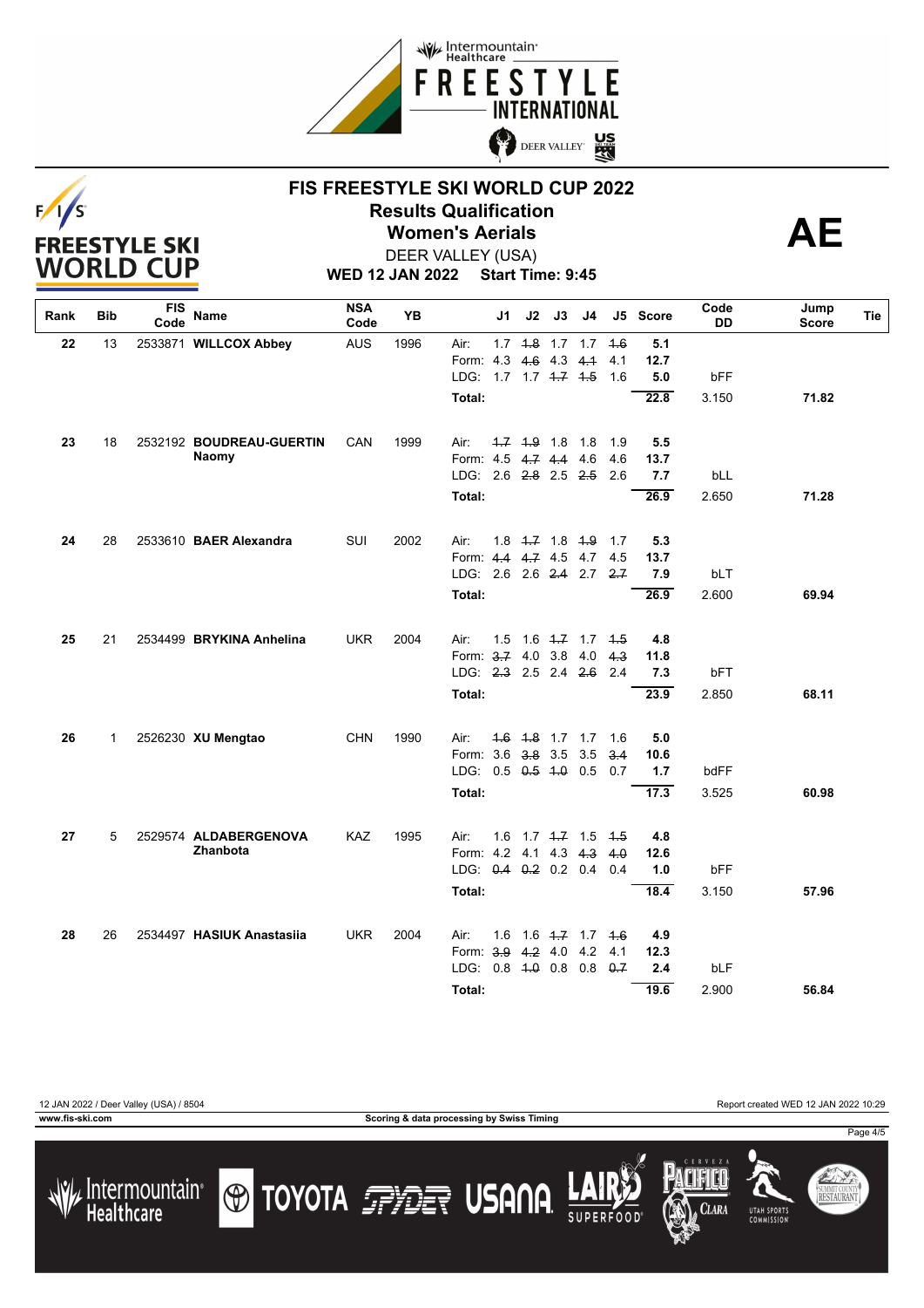# FIS FREESTYLE SKI WORLD CUP 2022

## Results Qualification

## Women's Aerials

DEER VALLEY (USA)

**WED 12 JAN 2022 Start Time: 9:45**

**AE**

| Rank | Bib | FIS Code | Name | NSA Code | YB | | J1 | J2 | J3 | J4 | J5 | Score | Code DD | Jump Score | Tie |
|---|---|---|---|---|---|---|---|---|---|---|---|---|---|---|---|
| 22 | 13 | 2533871 | **WILLCOX Abbey** | AUS | 1996 | Air: | 1.7 | ~~1.8~~ | 1.7 | 1.7 | ~~1.6~~ | 5.1 | | | |
| | | | | | | Form: | 4.3 | ~~4.6~~ | 4.3 | ~~4.1~~ | 4.1 | 12.7 | | | |
| | | | | | | LDG: | 1.7 | 1.7 | ~~1.7~~ | ~~1.5~~ | 1.6 | 5.0 | bFF | | |
| | | | | | | Total: | | | | | | 22.8 | 3.150 | 71.82 | |
| 23 | 18 | 2532192 | **BOUDREAU-GUERTIN Naomy** | CAN | 1999 | Air: | ~~1.7~~ | ~~1.9~~ | 1.8 | 1.8 | 1.9 | 5.5 | | | |
| | | | | | | Form: | 4.5 | ~~4.7~~ | ~~4.4~~ | 4.6 | 4.6 | 13.7 | | | |
| | | | | | | LDG: | 2.6 | ~~2.8~~ | 2.5 | ~~2.5~~ | 2.6 | 7.7 | bLL | | |
| | | | | | | Total: | | | | | | 26.9 | 2.650 | 71.28 | |
| 24 | 28 | 2533610 | **BAER Alexandra** | SUI | 2002 | Air: | 1.8 | ~~1.7~~ | 1.8 | ~~1.9~~ | 1.7 | 5.3 | | | |
| | | | | | | Form: | ~~4.4~~ | ~~4.7~~ | 4.5 | 4.7 | 4.5 | 13.7 | | | |
| | | | | | | LDG: | 2.6 | 2.6 | ~~2.4~~ | 2.7 | ~~2.7~~ | 7.9 | bLT | | |
| | | | | | | Total: | | | | | | 26.9 | 2.600 | 69.94 | |
| 25 | 21 | 2534499 | **BRYKINA Anhelina** | UKR | 2004 | Air: | 1.5 | 1.6 | ~~1.7~~ | 1.7 | ~~1.5~~ | 4.8 | | | |
| | | | | | | Form: | ~~3.7~~ | 4.0 | 3.8 | 4.0 | ~~4.3~~ | 11.8 | | | |
| | | | | | | LDG: | ~~2.3~~ | 2.5 | 2.4 | ~~2.6~~ | 2.4 | 7.3 | bFT | | |
| | | | | | | Total: | | | | | | 23.9 | 2.850 | 68.11 | |
| 26 | 1 | 2526230 | **XU Mengtao** | CHN | 1990 | Air: | ~~1.6~~ | ~~1.8~~ | 1.7 | 1.7 | 1.6 | 5.0 | | | |
| | | | | | | Form: | 3.6 | ~~3.8~~ | 3.5 | 3.5 | ~~3.4~~ | 10.6 | | | |
| | | | | | | LDG: | 0.5 | ~~0.5~~ | ~~1.0~~ | 0.5 | 0.7 | 1.7 | bdFF | | |
| | | | | | | Total: | | | | | | 17.3 | 3.525 | 60.98 | |
| 27 | 5 | 2529574 | **ALDABERGENOVA Zhanbota** | KAZ | 1995 | Air: | 1.6 | 1.7 | ~~1.7~~ | 1.5 | ~~1.5~~ | 4.8 | | | |
| | | | | | | Form: | 4.2 | 4.1 | 4.3 | ~~4.3~~ | ~~4.0~~ | 12.6 | | | |
| | | | | | | LDG: | ~~0.4~~ | ~~0.2~~ | 0.2 | 0.4 | 0.4 | 1.0 | bFF | | |
| | | | | | | Total: | | | | | | 18.4 | 3.150 | 57.96 | |
| 28 | 26 | 2534497 | **HASIUK Anastasiia** | UKR | 2004 | Air: | 1.6 | 1.6 | ~~1.7~~ | 1.7 | ~~1.6~~ | 4.9 | | | |
| | | | | | | Form: | ~~3.9~~ | ~~4.2~~ | 4.0 | 4.2 | 4.1 | 12.3 | | | |
| | | | | | | LDG: | 0.8 | ~~1.0~~ | 0.8 | 0.8 | ~~0.7~~ | 2.4 | bLF | | |
| | | | | | | Total: | | | | | | 19.6 | 2.900 | 56.84 | |

12 JAN 2022 / Deer Valley (USA) / 8504 — Report created WED 12 JAN 2022 10:29

www.fis-ski.com — Scoring & data processing by Swiss Timing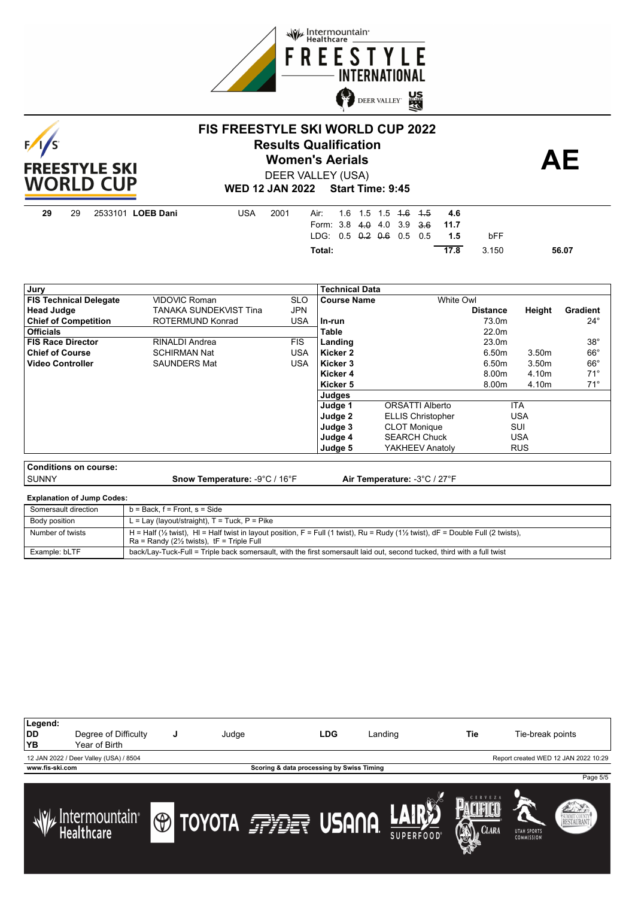# FIS FREESTYLE SKI WORLD CUP 2022

## Results Qualification

## Women's Aerials

DEER VALLEY (USA)

**WED 12 JAN 2022 Start Time: 9:45**

**AE**

| | | | | | | | | | | | | | | | |
|---|---|---|---|---|---|---|---|---|---|---|---|---|---|---|---|
| **29** | 29 | 2533101 | **LOEB Dani** | USA | 2001 | Air: | 1.6 | 1.5 | 1.5 | ~~1.6~~ | ~~1.5~~ | **4.6** | | | |
| | | | | | | Form: | 3.8 | ~~4.0~~ | 4.0 | 3.9 | ~~3.6~~ | **11.7** | | | |
| | | | | | | LDG: | 0.5 | ~~0.2~~ | ~~0.6~~ | 0.5 | 0.5 | **1.5** | bFF | | |
| | | | | | | **Total:** | | | | | | **17.8** | 3.150 | | **56.07** |

| Jury | | |
|---|---|---|
| **FIS Technical Delegate** | VIDOVIC Roman | SLO |
| **Head Judge** | TANAKA SUNDEKVIST Tina | JPN |
| **Chief of Competition** | ROTERMUND Konrad | USA |
| **Officials** | | |
| **FIS Race Director** | RINALDI Andrea | FIS |
| **Chief of Course** | SCHIRMAN Nat | USA |
| **Video Controller** | SAUNDERS Mat | USA |

| Technical Data | | | |
|---|---|---|---|
| **Course Name** | White Owl | | |
| | **Distance** | **Height** | **Gradient** |
| **In-run** | 73.0m | | 24° |
| **Table** | 22.0m | | |
| **Landing** | 23.0m | | 38° |
| **Kicker 2** | 6.50m | 3.50m | 66° |
| **Kicker 3** | 6.50m | 3.50m | 66° |
| **Kicker 4** | 8.00m | 4.10m | 71° |
| **Kicker 5** | 8.00m | 4.10m | 71° |

| Judges | | |
|---|---|---|
| **Judge 1** | ORSATTI Alberto | ITA |
| **Judge 2** | ELLIS Christopher | USA |
| **Judge 3** | CLOT Monique | SUI |
| **Judge 4** | SEARCH Chuck | USA |
| **Judge 5** | YAKHEEV Anatoly | RUS |

**Conditions on course:**

SUNNY **Snow Temperature:** -9°C / 16°F **Air Temperature:** -3°C / 27°F

**Explanation of Jump Codes:**

| | |
|---|---|
| Somersault direction | b = Back, f = Front, s = Side |
| Body position | L = Lay (layout/straight), T = Tuck, P = Pike |
| Number of twists | H = Half (½ twist), Hl = Half twist in layout position, F = Full (1 twist), Ru = Rudy (1½ twist), dF = Double Full (2 twists), Ra = Randy (2½ twists), tF = Triple Full |
| Example: bLTF | back/Lay-Tuck-Full = Triple back somersault, with the first somersault laid out, second tucked, third with a full twist |

| Legend: | | | | | | | |
|---|---|---|---|---|---|---|---|
| **DD** | Degree of Difficulty | **J** | Judge | **LDG** | Landing | **Tie** | Tie-break points |
| **YB** | Year of Birth | | | | | | |

12 JAN 2022 / Deer Valley (USA) / 8504 Report created WED 12 JAN 2022 10:29

www.fis-ski.com Scoring & data processing by Swiss Timing